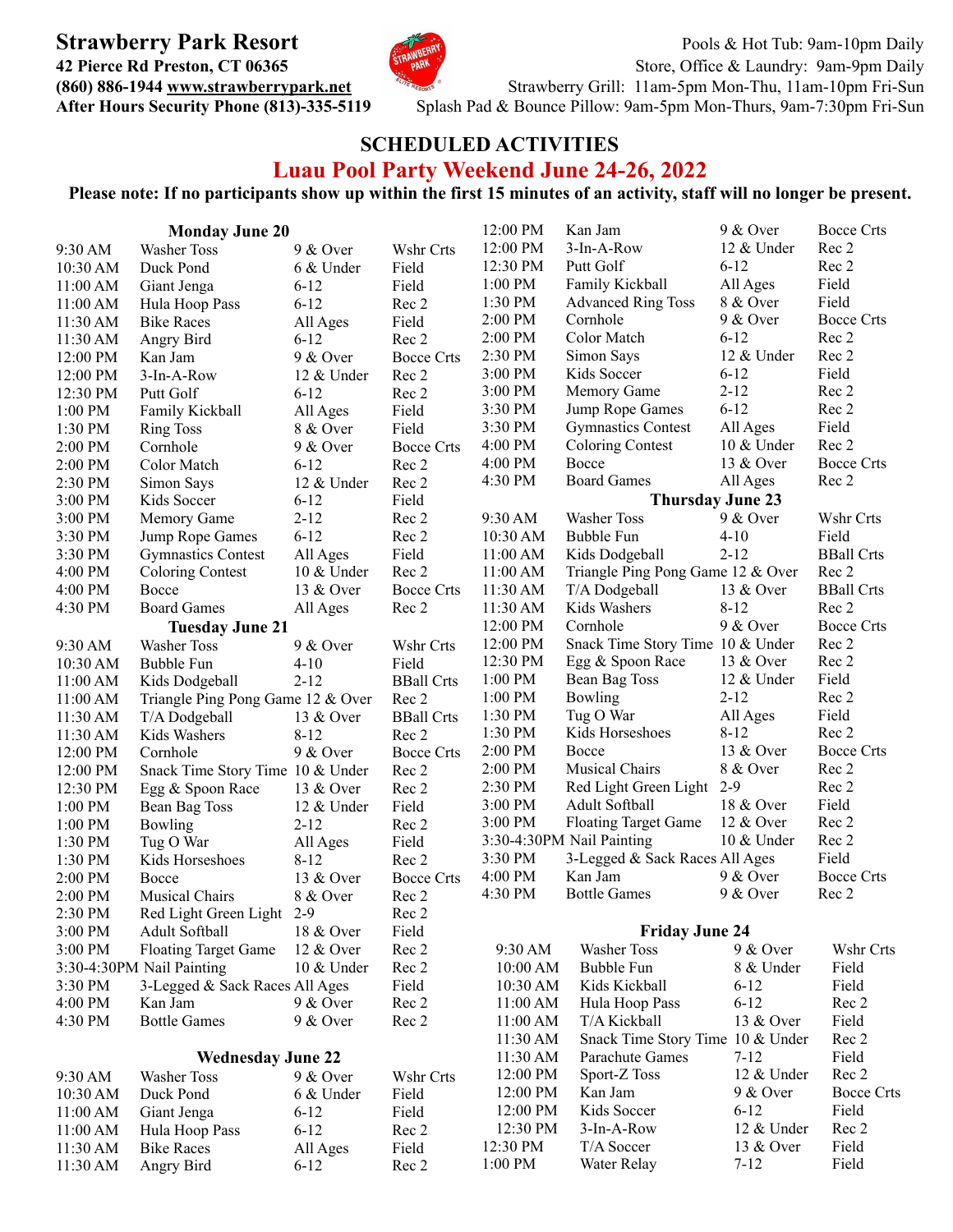# Strawberry Park Resort

**42 Pierce Rd Preston, CT 06365**
**(860) 886-1944 www.strawberrypark.net**
**After Hours Security Phone (813)-335-5119**

Pools & Hot Tub: 9am-10pm Daily
Store, Office & Laundry: 9am-9pm Daily
Strawberry Grill: 11am-5pm Mon-Thu, 11am-10pm Fri-Sun
Splash Pad & Bounce Pillow: 9am-5pm Mon-Thurs, 9am-7:30pm Fri-Sun

## SCHEDULED ACTIVITIES

## Luau Pool Party Weekend June 24-26, 2022

**Please note: If no participants show up within the first 15 minutes of an activity, staff will no longer be present.**

### Monday June 20

| Time | Activity | Ages | Location |
|---|---|---|---|
| 9:30 AM | Washer Toss | 9 & Over | Wshr Crts |
| 10:30 AM | Duck Pond | 6 & Under | Field |
| 11:00 AM | Giant Jenga | 6-12 | Field |
| 11:00 AM | Hula Hoop Pass | 6-12 | Rec 2 |
| 11:30 AM | Bike Races | All Ages | Field |
| 11:30 AM | Angry Bird | 6-12 | Rec 2 |
| 12:00 PM | Kan Jam | 9 & Over | Bocce Crts |
| 12:00 PM | 3-In-A-Row | 12 & Under | Rec 2 |
| 12:30 PM | Putt Golf | 6-12 | Rec 2 |
| 1:00 PM | Family Kickball | All Ages | Field |
| 1:30 PM | Ring Toss | 8 & Over | Field |
| 2:00 PM | Cornhole | 9 & Over | Bocce Crts |
| 2:00 PM | Color Match | 6-12 | Rec 2 |
| 2:30 PM | Simon Says | 12 & Under | Rec 2 |
| 3:00 PM | Kids Soccer | 6-12 | Field |
| 3:00 PM | Memory Game | 2-12 | Rec 2 |
| 3:30 PM | Jump Rope Games | 6-12 | Rec 2 |
| 3:30 PM | Gymnastics Contest | All Ages | Field |
| 4:00 PM | Coloring Contest | 10 & Under | Rec 2 |
| 4:00 PM | Bocce | 13 & Over | Bocce Crts |
| 4:30 PM | Board Games | All Ages | Rec 2 |

### Tuesday June 21

| Time | Activity | Ages | Location |
|---|---|---|---|
| 9:30 AM | Washer Toss | 9 & Over | Wshr Crts |
| 10:30 AM | Bubble Fun | 4-10 | Field |
| 11:00 AM | Kids Dodgeball | 2-12 | BBall Crts |
| 11:00 AM | Triangle Ping Pong Game | 12 & Over | Rec 2 |
| 11:30 AM | T/A Dodgeball | 13 & Over | BBall Crts |
| 11:30 AM | Kids Washers | 8-12 | Rec 2 |
| 12:00 PM | Cornhole | 9 & Over | Bocce Crts |
| 12:00 PM | Snack Time Story Time | 10 & Under | Rec 2 |
| 12:30 PM | Egg & Spoon Race | 13 & Over | Rec 2 |
| 1:00 PM | Bean Bag Toss | 12 & Under | Field |
| 1:00 PM | Bowling | 2-12 | Rec 2 |
| 1:30 PM | Tug O War | All Ages | Field |
| 1:30 PM | Kids Horseshoes | 8-12 | Rec 2 |
| 2:00 PM | Bocce | 13 & Over | Bocce Crts |
| 2:00 PM | Musical Chairs | 8 & Over | Rec 2 |
| 2:30 PM | Red Light Green Light | 2-9 | Rec 2 |
| 3:00 PM | Adult Softball | 18 & Over | Field |
| 3:00 PM | Floating Target Game | 12 & Over | Rec 2 |
| 3:30-4:30PM | Nail Painting | 10 & Under | Rec 2 |
| 3:30 PM | 3-Legged & Sack Races | All Ages | Field |
| 4:00 PM | Kan Jam | 9 & Over | Rec 2 |
| 4:30 PM | Bottle Games | 9 & Over | Rec 2 |

### Wednesday June 22

| Time | Activity | Ages | Location |
|---|---|---|---|
| 9:30 AM | Washer Toss | 9 & Over | Wshr Crts |
| 10:30 AM | Duck Pond | 6 & Under | Field |
| 11:00 AM | Giant Jenga | 6-12 | Field |
| 11:00 AM | Hula Hoop Pass | 6-12 | Rec 2 |
| 11:30 AM | Bike Races | All Ages | Field |
| 11:30 AM | Angry Bird | 6-12 | Rec 2 |
| 12:00 PM | Kan Jam | 9 & Over | Bocce Crts |
| 12:00 PM | 3-In-A-Row | 12 & Under | Rec 2 |
| 12:30 PM | Putt Golf | 6-12 | Rec 2 |
| 1:00 PM | Family Kickball | All Ages | Field |
| 1:30 PM | Advanced Ring Toss | 8 & Over | Field |
| 2:00 PM | Cornhole | 9 & Over | Bocce Crts |
| 2:00 PM | Color Match | 6-12 | Rec 2 |
| 2:30 PM | Simon Says | 12 & Under | Rec 2 |
| 3:00 PM | Kids Soccer | 6-12 | Field |
| 3:00 PM | Memory Game | 2-12 | Rec 2 |
| 3:30 PM | Jump Rope Games | 6-12 | Rec 2 |
| 3:30 PM | Gymnastics Contest | All Ages | Field |
| 4:00 PM | Coloring Contest | 10 & Under | Rec 2 |
| 4:00 PM | Bocce | 13 & Over | Bocce Crts |
| 4:30 PM | Board Games | All Ages | Rec 2 |

### Thursday June 23

| Time | Activity | Ages | Location |
|---|---|---|---|
| 9:30 AM | Washer Toss | 9 & Over | Wshr Crts |
| 10:30 AM | Bubble Fun | 4-10 | Field |
| 11:00 AM | Kids Dodgeball | 2-12 | BBall Crts |
| 11:00 AM | Triangle Ping Pong Game | 12 & Over | Rec 2 |
| 11:30 AM | T/A Dodgeball | 13 & Over | BBall Crts |
| 11:30 AM | Kids Washers | 8-12 | Rec 2 |
| 12:00 PM | Cornhole | 9 & Over | Bocce Crts |
| 12:00 PM | Snack Time Story Time | 10 & Under | Rec 2 |
| 12:30 PM | Egg & Spoon Race | 13 & Over | Rec 2 |
| 1:00 PM | Bean Bag Toss | 12 & Under | Field |
| 1:00 PM | Bowling | 2-12 | Rec 2 |
| 1:30 PM | Tug O War | All Ages | Field |
| 1:30 PM | Kids Horseshoes | 8-12 | Rec 2 |
| 2:00 PM | Bocce | 13 & Over | Bocce Crts |
| 2:00 PM | Musical Chairs | 8 & Over | Rec 2 |
| 2:30 PM | Red Light Green Light | 2-9 | Rec 2 |
| 3:00 PM | Adult Softball | 18 & Over | Field |
| 3:00 PM | Floating Target Game | 12 & Over | Rec 2 |
| 3:30-4:30PM | Nail Painting | 10 & Under | Rec 2 |
| 3:30 PM | 3-Legged & Sack Races | All Ages | Field |
| 4:00 PM | Kan Jam | 9 & Over | Bocce Crts |
| 4:30 PM | Bottle Games | 9 & Over | Rec 2 |

### Friday June 24

| Time | Activity | Ages | Location |
|---|---|---|---|
| 9:30 AM | Washer Toss | 9 & Over | Wshr Crts |
| 10:00 AM | Bubble Fun | 8 & Under | Field |
| 10:30 AM | Kids Kickball | 6-12 | Field |
| 11:00 AM | Hula Hoop Pass | 6-12 | Rec 2 |
| 11:00 AM | T/A Kickball | 13 & Over | Field |
| 11:30 AM | Snack Time Story Time | 10 & Under | Rec 2 |
| 11:30 AM | Parachute Games | 7-12 | Field |
| 12:00 PM | Sport-Z Toss | 12 & Under | Rec 2 |
| 12:00 PM | Kan Jam | 9 & Over | Bocce Crts |
| 12:00 PM | Kids Soccer | 6-12 | Field |
| 12:30 PM | 3-In-A-Row | 12 & Under | Rec 2 |
| 12:30 PM | T/A Soccer | 13 & Over | Field |
| 1:00 PM | Water Relay | 7-12 | Field |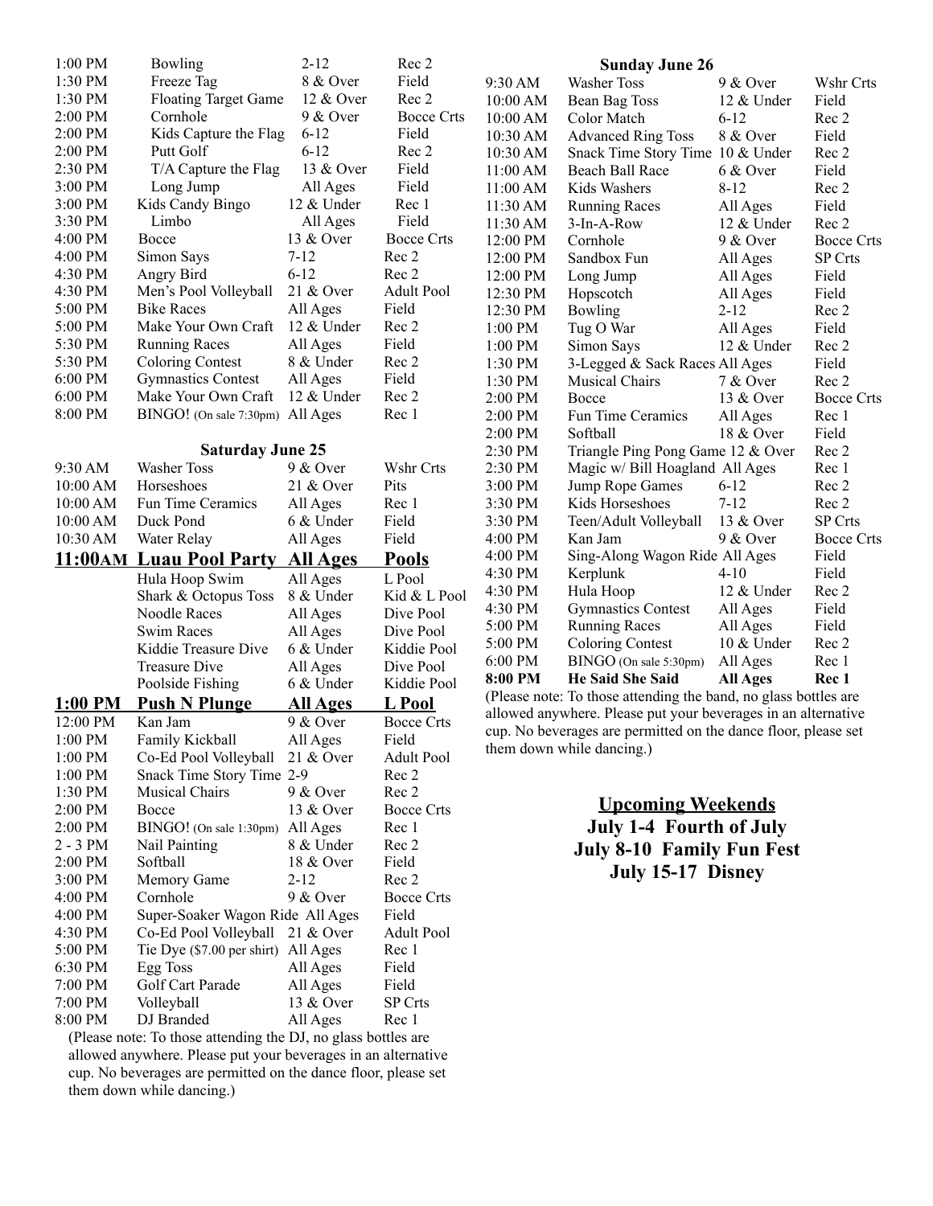| | | | |
|---|---|---|---|
| 1:00 PM | Bowling | 2-12 | Rec 2 |
| 1:30 PM | Freeze Tag | 8 & Over | Field |
| 1:30 PM | Floating Target Game | 12 & Over | Rec 2 |
| 2:00 PM | Cornhole | 9 & Over | Bocce Crts |
| 2:00 PM | Kids Capture the Flag | 6-12 | Field |
| 2:00 PM | Putt Golf | 6-12 | Rec 2 |
| 2:30 PM | T/A Capture the Flag | 13 & Over | Field |
| 3:00 PM | Long Jump | All Ages | Field |
| 3:00 PM | Kids Candy Bingo | 12 & Under | Rec 1 |
| 3:30 PM | Limbo | All Ages | Field |
| 4:00 PM | Bocce | 13 & Over | Bocce Crts |
| 4:00 PM | Simon Says | 7-12 | Rec 2 |
| 4:30 PM | Angry Bird | 6-12 | Rec 2 |
| 4:30 PM | Men's Pool Volleyball | 21 & Over | Adult Pool |
| 5:00 PM | Bike Races | All Ages | Field |
| 5:00 PM | Make Your Own Craft | 12 & Under | Rec 2 |
| 5:30 PM | Running Races | All Ages | Field |
| 5:30 PM | Coloring Contest | 8 & Under | Rec 2 |
| 6:00 PM | Gymnastics Contest | All Ages | Field |
| 6:00 PM | Make Your Own Craft | 12 & Under | Rec 2 |
| 8:00 PM | BINGO! (On sale 7:30pm) | All Ages | Rec 1 |

**Saturday June 25**

| | | | |
|---|---|---|---|
| 9:30 AM | Washer Toss | 9 & Over | Wshr Crts |
| 10:00 AM | Horseshoes | 21 & Over | Pits |
| 10:00 AM | Fun Time Ceramics | All Ages | Rec 1 |
| 10:00 AM | Duck Pond | 6 & Under | Field |
| 10:30 AM | Water Relay | All Ages | Field |
| **11:00AM** | **Luau Pool Party** | **All Ages** | **Pools** |
| | Hula Hoop Swim | All Ages | L Pool |
| | Shark & Octopus Toss | 8 & Under | Kid & L Pool |
| | Noodle Races | All Ages | Dive Pool |
| | Swim Races | All Ages | Dive Pool |
| | Kiddie Treasure Dive | 6 & Under | Kiddie Pool |
| | Treasure Dive | All Ages | Dive Pool |
| | Poolside Fishing | 6 & Under | Kiddie Pool |
| **1:00 PM** | **Push N Plunge** | **All Ages** | **L Pool** |
| 12:00 PM | Kan Jam | 9 & Over | Bocce Crts |
| 1:00 PM | Family Kickball | All Ages | Field |
| 1:00 PM | Co-Ed Pool Volleyball | 21 & Over | Adult Pool |
| 1:00 PM | Snack Time Story Time | 2-9 | Rec 2 |
| 1:30 PM | Musical Chairs | 9 & Over | Rec 2 |
| 2:00 PM | Bocce | 13 & Over | Bocce Crts |
| 2:00 PM | BINGO! (On sale 1:30pm) | All Ages | Rec 1 |
| 2 - 3 PM | Nail Painting | 8 & Under | Rec 2 |
| 2:00 PM | Softball | 18 & Over | Field |
| 3:00 PM | Memory Game | 2-12 | Rec 2 |
| 4:00 PM | Cornhole | 9 & Over | Bocce Crts |
| 4:00 PM | Super-Soaker Wagon Ride | All Ages | Field |
| 4:30 PM | Co-Ed Pool Volleyball | 21 & Over | Adult Pool |
| 5:00 PM | Tie Dye ($7.00 per shirt) | All Ages | Rec 1 |
| 6:30 PM | Egg Toss | All Ages | Field |
| 7:00 PM | Golf Cart Parade | All Ages | Field |
| 7:00 PM | Volleyball | 13 & Over | SP Crts |
| 8:00 PM | DJ Branded | All Ages | Rec 1 |

(Please note: To those attending the DJ, no glass bottles are allowed anywhere. Please put your beverages in an alternative cup. No beverages are permitted on the dance floor, please set them down while dancing.)

**Sunday June 26**

| | | | |
|---|---|---|---|
| 9:30 AM | Washer Toss | 9 & Over | Wshr Crts |
| 10:00 AM | Bean Bag Toss | 12 & Under | Field |
| 10:00 AM | Color Match | 6-12 | Rec 2 |
| 10:30 AM | Advanced Ring Toss | 8 & Over | Field |
| 10:30 AM | Snack Time Story Time | 10 & Under | Rec 2 |
| 11:00 AM | Beach Ball Race | 6 & Over | Field |
| 11:00 AM | Kids Washers | 8-12 | Rec 2 |
| 11:30 AM | Running Races | All Ages | Field |
| 11:30 AM | 3-In-A-Row | 12 & Under | Rec 2 |
| 12:00 PM | Cornhole | 9 & Over | Bocce Crts |
| 12:00 PM | Sandbox Fun | All Ages | SP Crts |
| 12:00 PM | Long Jump | All Ages | Field |
| 12:30 PM | Hopscotch | All Ages | Field |
| 12:30 PM | Bowling | 2-12 | Rec 2 |
| 1:00 PM | Tug O War | All Ages | Field |
| 1:00 PM | Simon Says | 12 & Under | Rec 2 |
| 1:30 PM | 3-Legged & Sack Races | All Ages | Field |
| 1:30 PM | Musical Chairs | 7 & Over | Rec 2 |
| 2:00 PM | Bocce | 13 & Over | Bocce Crts |
| 2:00 PM | Fun Time Ceramics | All Ages | Rec 1 |
| 2:00 PM | Softball | 18 & Over | Field |
| 2:30 PM | Triangle Ping Pong Game | 12 & Over | Rec 2 |
| 2:30 PM | Magic w/ Bill Hoagland | All Ages | Rec 1 |
| 3:00 PM | Jump Rope Games | 6-12 | Rec 2 |
| 3:30 PM | Kids Horseshoes | 7-12 | Rec 2 |
| 3:30 PM | Teen/Adult Volleyball | 13 & Over | SP Crts |
| 4:00 PM | Kan Jam | 9 & Over | Bocce Crts |
| 4:00 PM | Sing-Along Wagon Ride | All Ages | Field |
| 4:30 PM | Kerplunk | 4-10 | Field |
| 4:30 PM | Hula Hoop | 12 & Under | Rec 2 |
| 4:30 PM | Gymnastics Contest | All Ages | Field |
| 5:00 PM | Running Races | All Ages | Field |
| 5:00 PM | Coloring Contest | 10 & Under | Rec 2 |
| 6:00 PM | BINGO (On sale 5:30pm) | All Ages | Rec 1 |
| **8:00 PM** | **He Said She Said** | **All Ages** | **Rec 1** |

(Please note: To those attending the band, no glass bottles are allowed anywhere. Please put your beverages in an alternative cup. No beverages are permitted on the dance floor, please set them down while dancing.)

## Upcoming Weekends

**July 1-4 Fourth of July**

**July 8-10 Family Fun Fest**

**July 15-17 Disney**